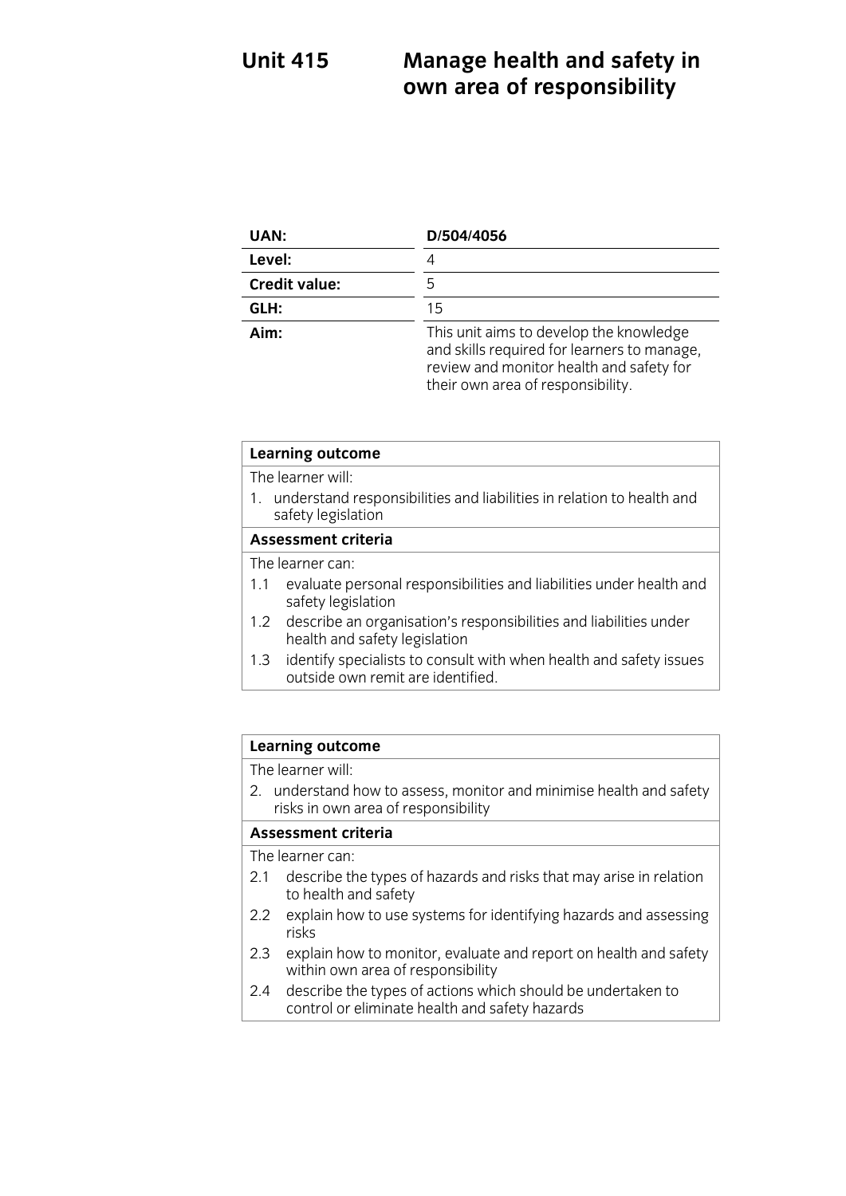# Unit 415 Manage health and safety in own area of responsibility

| UAN: | D/504/4056 |
|---|---|
| Level: | 4 |
| Credit value: | 5 |
| GLH: | 15 |
| Aim: | This unit aims to develop the knowledge and skills required for learners to manage, review and monitor health and safety for their own area of responsibility. |

| **Learning outcome** |
|---|
| The learner will: |
| 1. understand responsibilities and liabilities in relation to health and safety legislation |
| **Assessment criteria** |
| The learner can: |
| 1.1 evaluate personal responsibilities and liabilities under health and safety legislation |
| 1.2 describe an organisation's responsibilities and liabilities under health and safety legislation |
| 1.3 identify specialists to consult with when health and safety issues outside own remit are identified. |

| **Learning outcome** |
|---|
| The learner will: |
| 2. understand how to assess, monitor and minimise health and safety risks in own area of responsibility |
| **Assessment criteria** |
| The learner can: |
| 2.1 describe the types of hazards and risks that may arise in relation to health and safety |
| 2.2 explain how to use systems for identifying hazards and assessing risks |
| 2.3 explain how to monitor, evaluate and report on health and safety within own area of responsibility |
| 2.4 describe the types of actions which should be undertaken to control or eliminate health and safety hazards |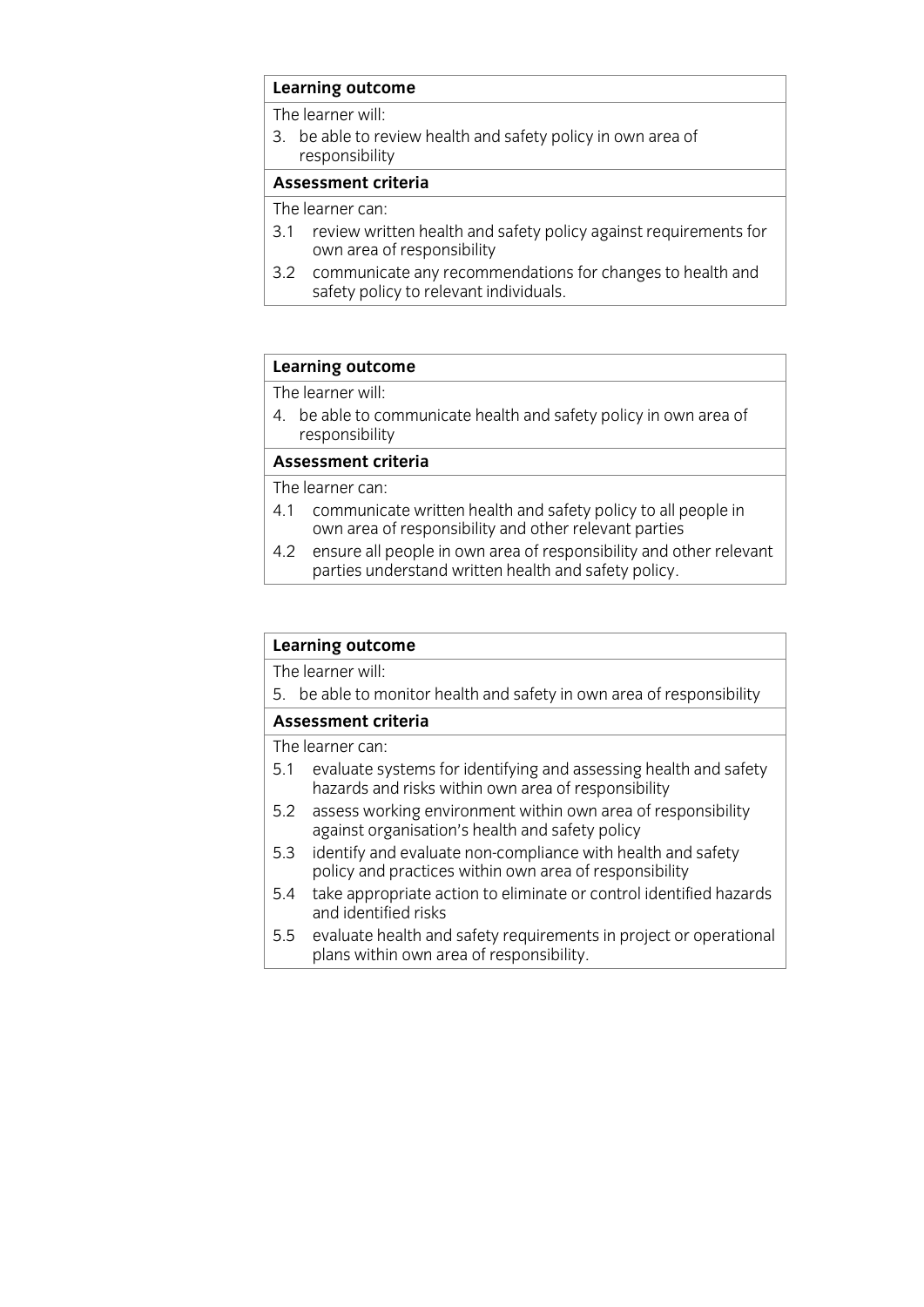| **Learning outcome** |
| --- |
| The learner will: |
| 3. be able to review health and safety policy in own area of responsibility |
| **Assessment criteria** |
| The learner can: |
| 3.1 review written health and safety policy against requirements for own area of responsibility |
| 3.2 communicate any recommendations for changes to health and safety policy to relevant individuals. |

| **Learning outcome** |
| --- |
| The learner will: |
| 4. be able to communicate health and safety policy in own area of responsibility |
| **Assessment criteria** |
| The learner can: |
| 4.1 communicate written health and safety policy to all people in own area of responsibility and other relevant parties |
| 4.2 ensure all people in own area of responsibility and other relevant parties understand written health and safety policy. |

| **Learning outcome** |
| --- |
| The learner will: |
| 5. be able to monitor health and safety in own area of responsibility |
| **Assessment criteria** |
| The learner can: |
| 5.1 evaluate systems for identifying and assessing health and safety hazards and risks within own area of responsibility |
| 5.2 assess working environment within own area of responsibility against organisation's health and safety policy |
| 5.3 identify and evaluate non-compliance with health and safety policy and practices within own area of responsibility |
| 5.4 take appropriate action to eliminate or control identified hazards and identified risks |
| 5.5 evaluate health and safety requirements in project or operational plans within own area of responsibility. |